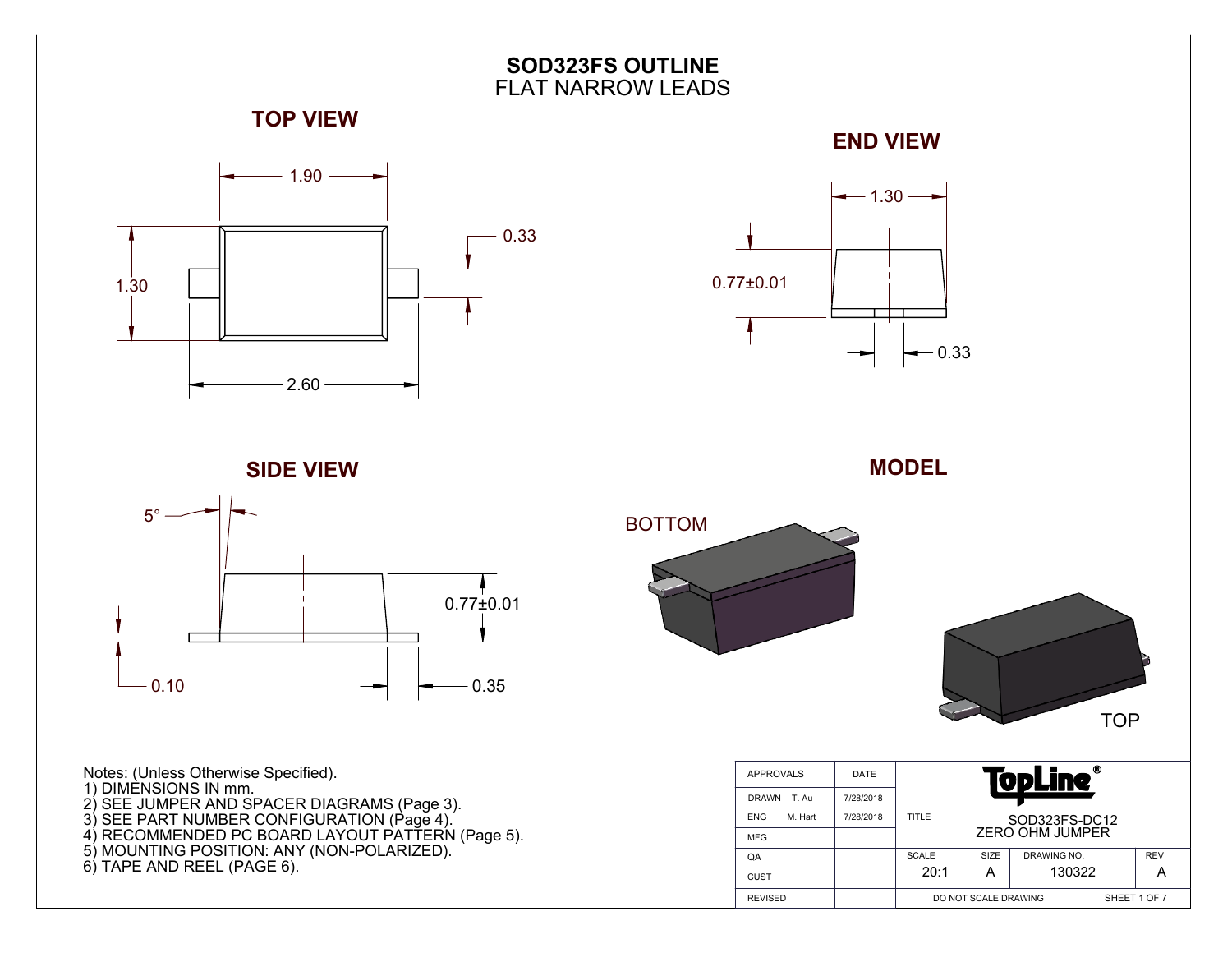# SOD323FS OUTLINE
FLAT NARROW LEADS

## TOP VIEW

1.90

1.30

0.33

2.60

## END VIEW

1.30

0.77±0.01

0.33

## SIDE VIEW

5°

0.77±0.01

0.10

0.35

## MODEL

BOTTOM

TOP

Notes: (Unless Otherwise Specified).
1) DIMENSIONS IN mm.
2) SEE JUMPER AND SPACER DIAGRAMS (Page 3).
3) SEE PART NUMBER CONFIGURATION (Page 4).
4) RECOMMENDED PC BOARD LAYOUT PATTERN (Page 5).
5) MOUNTING POSITION: ANY (NON-POLARIZED).
6) TAPE AND REEL (PAGE 6).

| APPROVALS | DATE | TopLine® | | | |
|---|---|---|---|---|---|
| DRAWN T. Au | 7/28/2018 | | | | |
| ENG M. Hart | 7/28/2018 | TITLE SOD323FS-DC12 ZERO OHM JUMPER | | | |
| MFG | | | | | |
| QA | | SCALE 20:1 | SIZE A | DRAWING NO. 130322 | REV A |
| CUST | | | | | |
| REVISED | | DO NOT SCALE DRAWING | | SHEET 1 OF 7 | |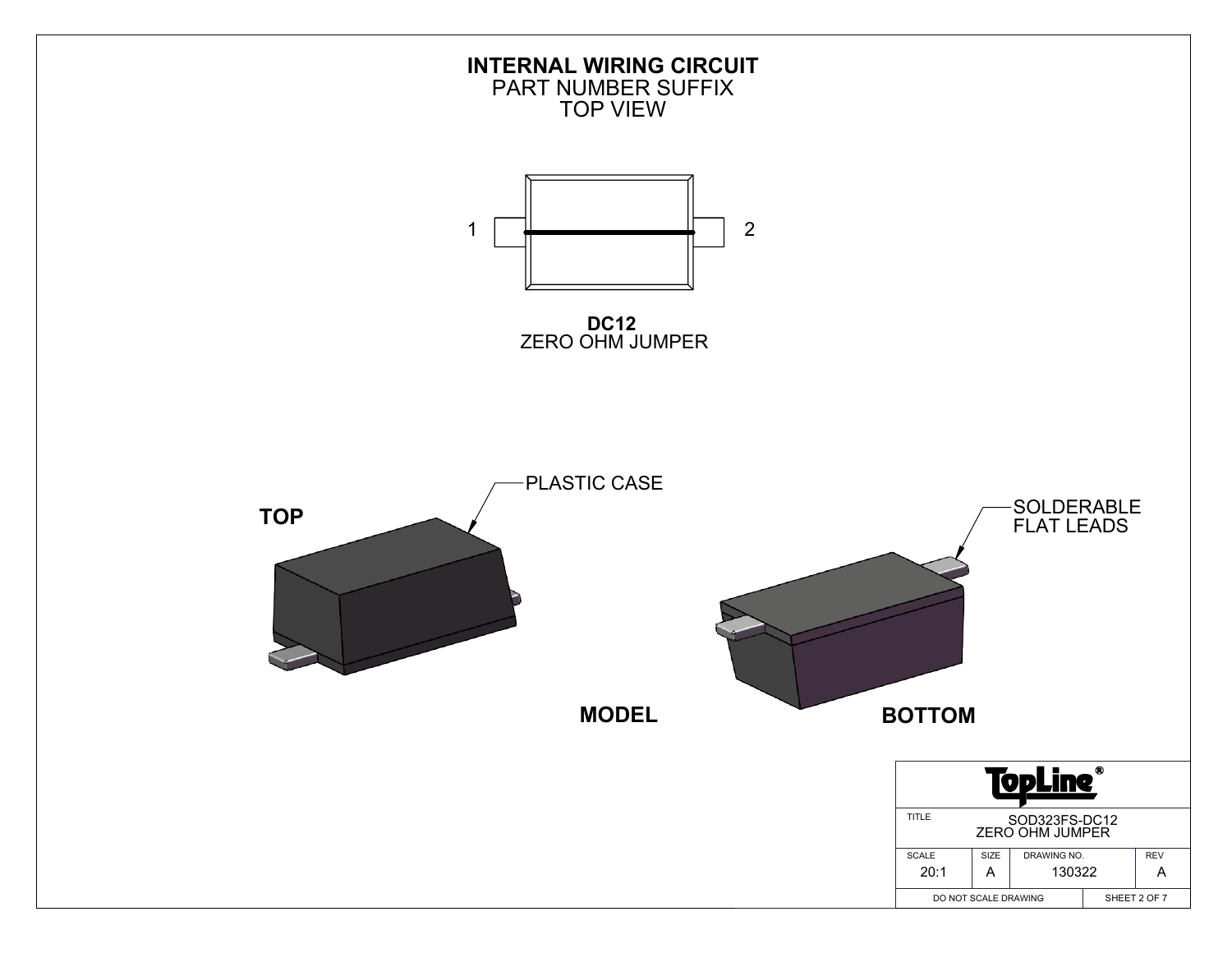# INTERNAL WIRING CIRCUIT

PART NUMBER SUFFIX
TOP VIEW

1

2

**DC12**
ZERO OHM JUMPER

PLASTIC CASE

**TOP**

SOLDERABLE
FLAT LEADS

**MODEL**

**BOTTOM**

TopLine®

| TITLE | SOD323FS-DC12 ZERO OHM JUMPER | | |
|---|---|---|---|
| SCALE | SIZE | DRAWING NO. | REV |
| 20:1 | A | 130322 | A |
| DO NOT SCALE DRAWING | | SHEET 2 OF 7 | |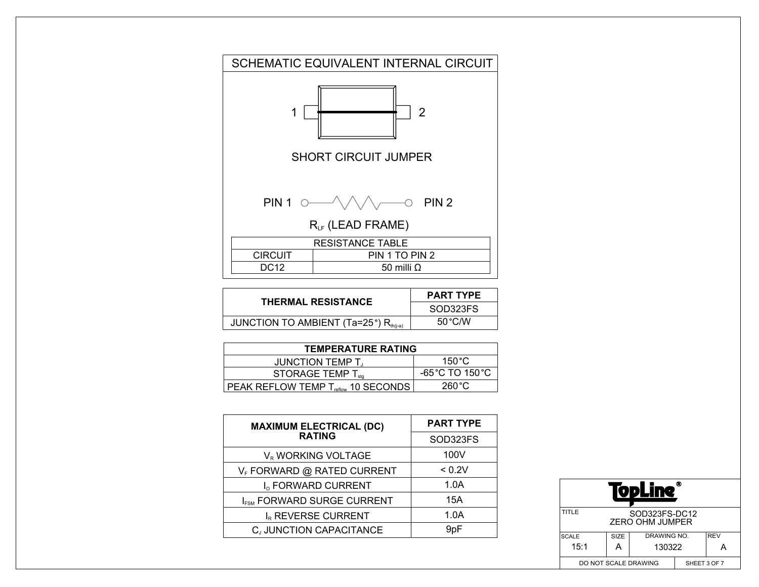## SCHEMATIC EQUIVALENT INTERNAL CIRCUIT

1 2

SHORT CIRCUIT JUMPER

PIN 1 PIN 2

$R_{LF}$ (LEAD FRAME)

| RESISTANCE TABLE | |
|---|---|
| CIRCUIT | PIN 1 TO PIN 2 |
| DC12 | 50 milli Ω |

| THERMAL RESISTANCE | PART TYPE |
|---|---|
| | SOD323FS |
| JUNCTION TO AMBIENT (Ta=25°) $R_{th(j-a)}$ | 50°C/W |

| TEMPERATURE RATING | |
|---|---|
| JUNCTION TEMP $T_J$ | 150°C |
| STORAGE TEMP $T_{stg}$ | -65°C TO 150°C |
| PEAK REFLOW TEMP $T_{reflow}$ 10 SECONDS | 260°C |

| MAXIMUM ELECTRICAL (DC) RATING | PART TYPE |
|---|---|
| | SOD323FS |
| $V_R$ WORKING VOLTAGE | 100V |
| $V_F$ FORWARD @ RATED CURRENT | < 0.2V |
| $I_O$ FORWARD CURRENT | 1.0A |
| $I_{FSM}$ FORWARD SURGE CURRENT | 15A |
| $I_R$ REVERSE CURRENT | 1.0A |
| $C_J$ JUNCTION CAPACITANCE | 9pF |

| TopLine® | | | |
|---|---|---|---|
| TITLE | SOD323FS-DC12 ZERO OHM JUMPER | | |
| SCALE 15:1 | SIZE A | DRAWING NO. 130322 | REV A |
| DO NOT SCALE DRAWING | | SHEET 3 OF 7 | |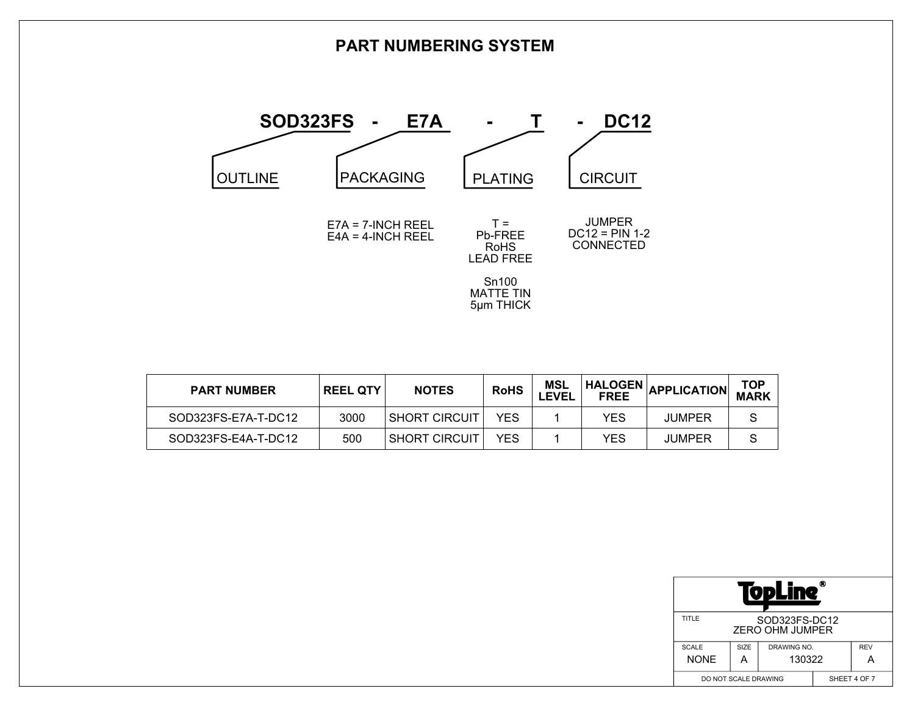# PART NUMBERING SYSTEM

**SOD323FS - E7A - T - DC12**

- **OUTLINE**: SOD323FS
- **PACKAGING**: E7A
  - E7A = 7-INCH REEL
  - E4A = 4-INCH REEL
- **PLATING**: T
  - T = Pb-FREE RoHS LEAD FREE
  - Sn100 MATTE TIN 5µm THICK
- **CIRCUIT**: DC12
  - JUMPER DC12 = PIN 1-2 CONNECTED

| PART NUMBER | REEL QTY | NOTES | RoHS | MSL LEVEL | HALOGEN FREE | APPLICATION | TOP MARK |
|---|---|---|---|---|---|---|---|
| SOD323FS-E7A-T-DC12 | 3000 | SHORT CIRCUIT | YES | 1 | YES | JUMPER | S |
| SOD323FS-E4A-T-DC12 | 500 | SHORT CIRCUIT | YES | 1 | YES | JUMPER | S |

TopLine®

| TITLE | SOD323FS-DC12 ZERO OHM JUMPER | | |
|---|---|---|---|
| SCALE | SIZE | DRAWING NO. | REV |
| NONE | A | 130322 | A |
| DO NOT SCALE DRAWING | | | SHEET 4 OF 7 |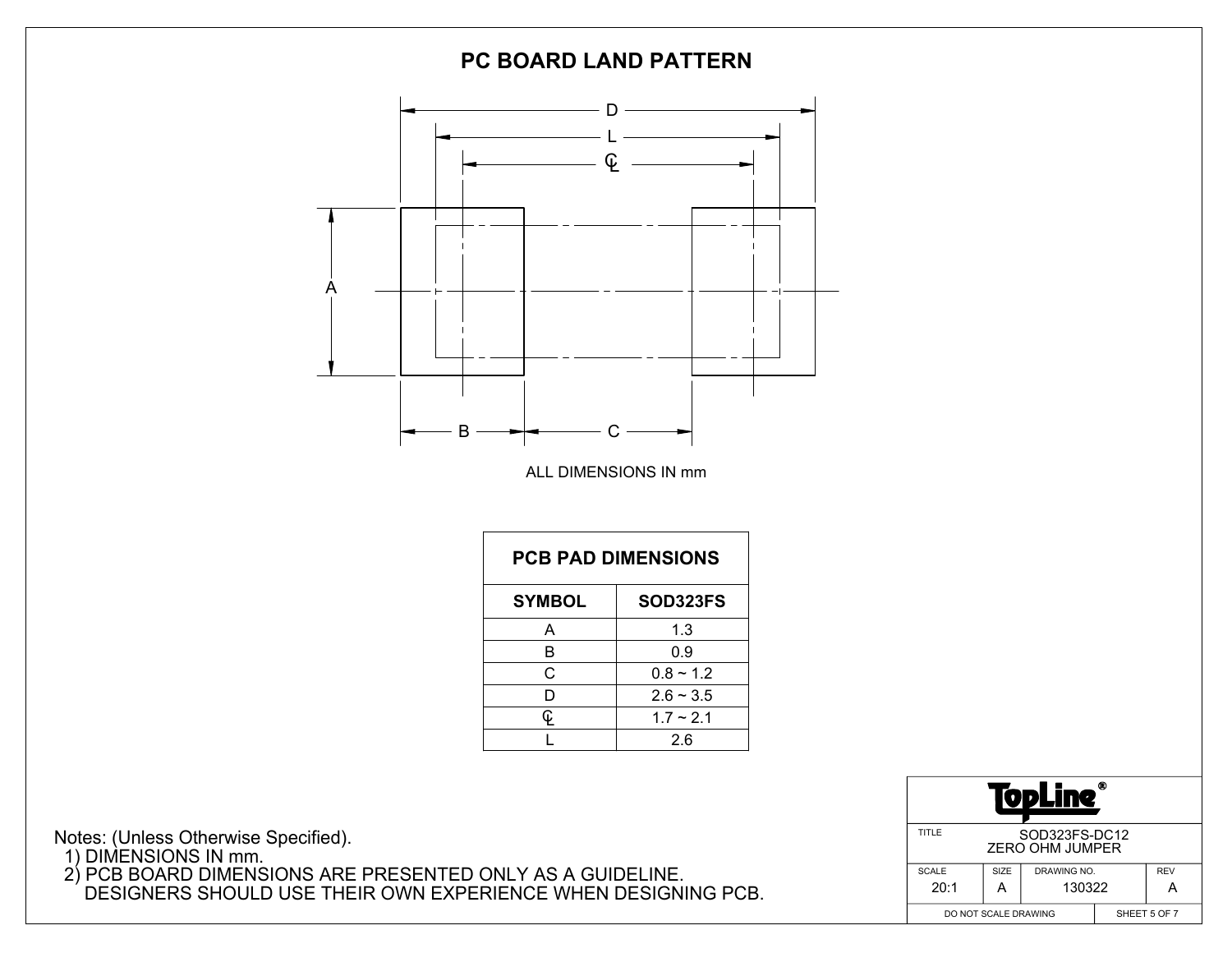# PC BOARD LAND PATTERN

ALL DIMENSIONS IN mm

| PCB PAD DIMENSIONS | |
|---|---|
| **SYMBOL** | **SOD323FS** |
| A | 1.3 |
| B | 0.9 |
| C | 0.8 ~ 1.2 |
| D | 2.6 ~ 3.5 |
| ℄ | 1.7 ~ 2.1 |
| L | 2.6 |

Notes: (Unless Otherwise Specified).

1) DIMENSIONS IN mm.
2) PCB BOARD DIMENSIONS ARE PRESENTED ONLY AS A GUIDELINE. DESIGNERS SHOULD USE THEIR OWN EXPERIENCE WHEN DESIGNING PCB.

| TopLine® | | | |
|---|---|---|---|
| TITLE | SOD323FS-DC12 ZERO OHM JUMPER | | |
| SCALE 20:1 | SIZE A | DRAWING NO. 130322 | REV A |
| DO NOT SCALE DRAWING | | SHEET 5 OF 7 | |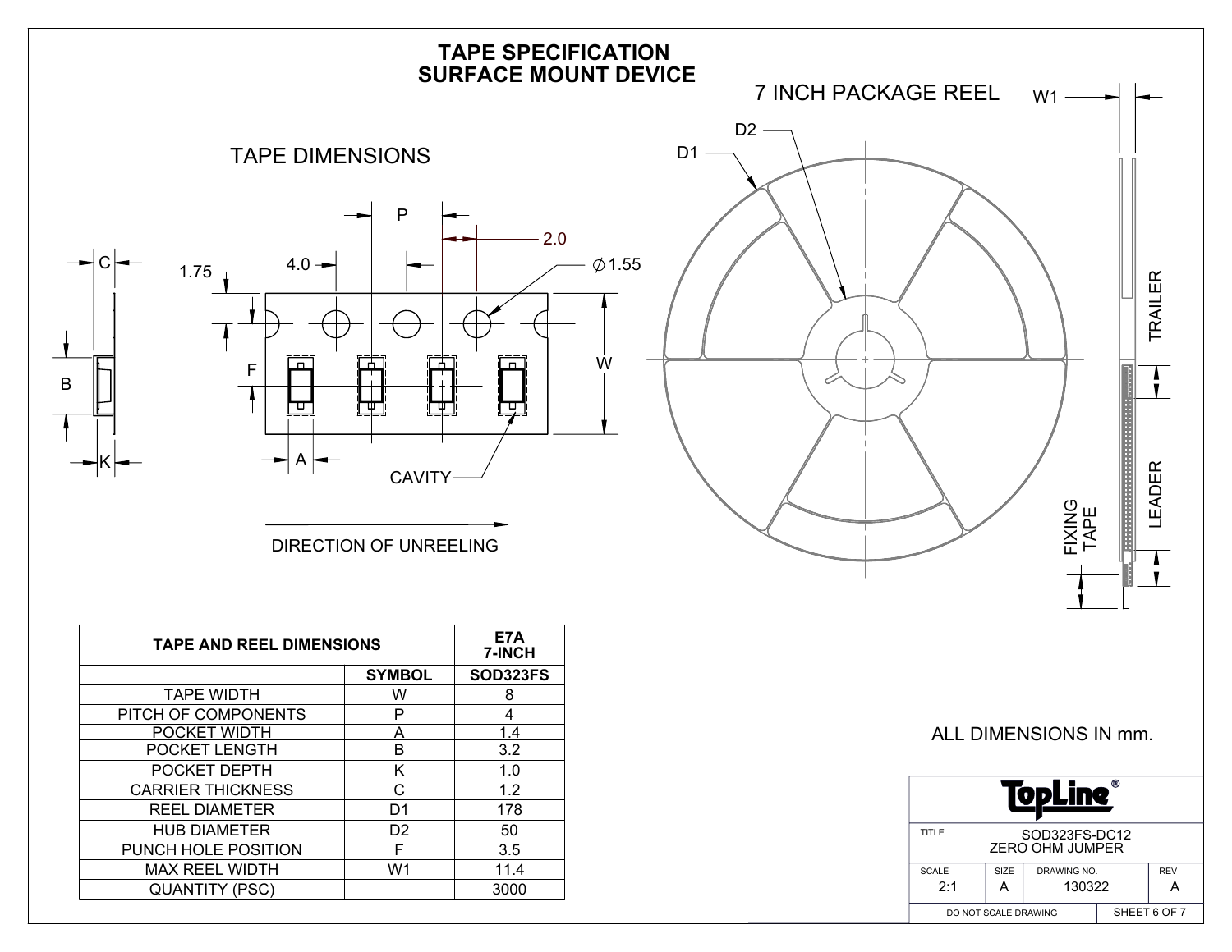# TAPE SPECIFICATION
# SURFACE MOUNT DEVICE

## TAPE DIMENSIONS

P

2.0

1.75

4.0

C

$\varnothing$1.55

B

F

W

K

A

CAVITY

DIRECTION OF UNREELING

## 7 INCH PACKAGE REEL

W1

D2

D1

TRAILER

LEADER

FIXING TAPE

| TAPE AND REEL DIMENSIONS | | E7A 7-INCH |
|---|---|---|
| | SYMBOL | SOD323FS |
| TAPE WIDTH | W | 8 |
| PITCH OF COMPONENTS | P | 4 |
| POCKET WIDTH | A | 1.4 |
| POCKET LENGTH | B | 3.2 |
| POCKET DEPTH | K | 1.0 |
| CARRIER THICKNESS | C | 1.2 |
| REEL DIAMETER | D1 | 178 |
| HUB DIAMETER | D2 | 50 |
| PUNCH HOLE POSITION | F | 3.5 |
| MAX REEL WIDTH | W1 | 11.4 |
| QUANTITY (PSC) | | 3000 |

ALL DIMENSIONS IN mm.

| TopLine® | | | |
|---|---|---|---|
| TITLE | SOD323FS-DC12 ZERO OHM JUMPER | | |
| SCALE 2:1 | SIZE A | DRAWING NO. 130322 | REV A |
| DO NOT SCALE DRAWING | | SHEET 6 OF 7 | |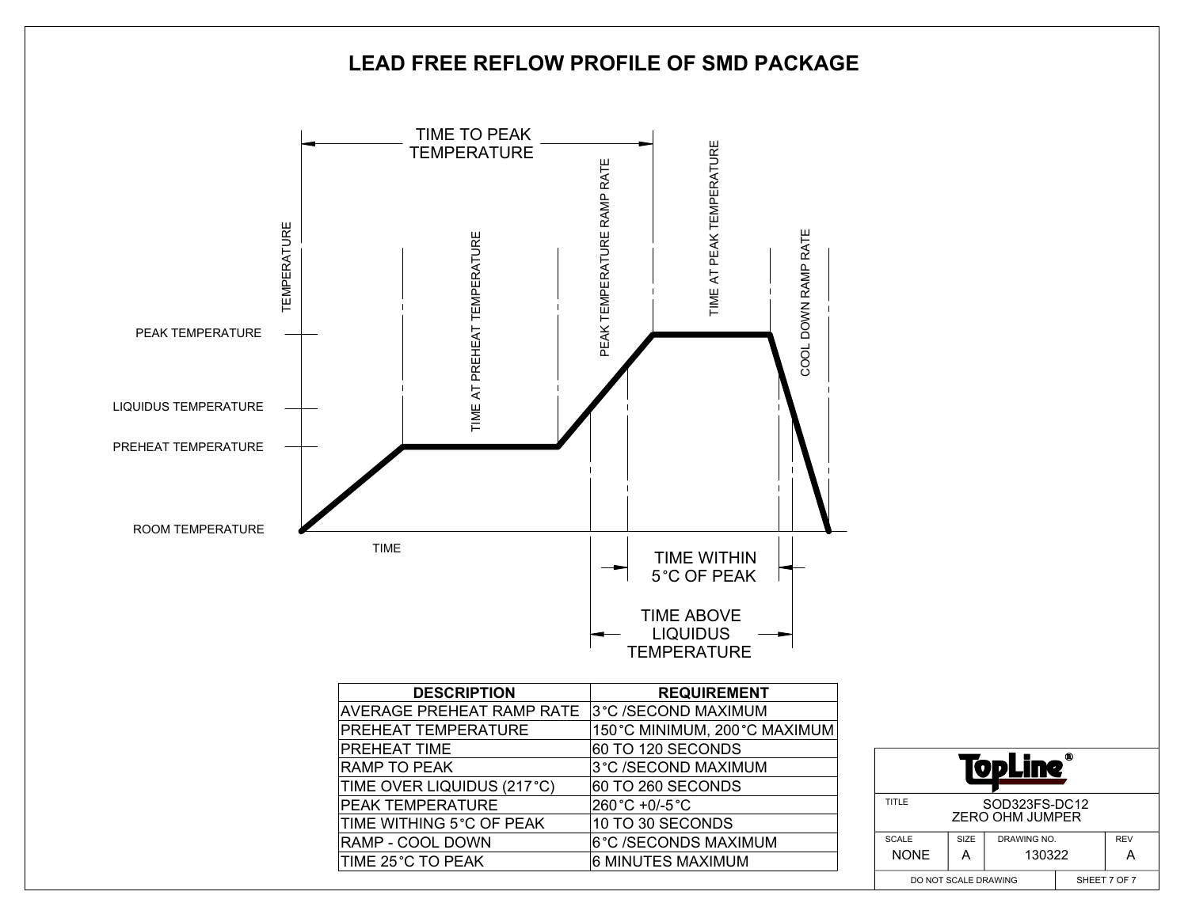# LEAD FREE REFLOW PROFILE OF SMD PACKAGE

TIME TO PEAK TEMPERATURE

TEMPERATURE

TIME AT PREHEAT TEMPERATURE

PEAK TEMPERATURE RAMP RATE

TIME AT PEAK TEMPERATURE

COOL DOWN RAMP RATE

PEAK TEMPERATURE

LIQUIDUS TEMPERATURE

PREHEAT TEMPERATURE

ROOM TEMPERATURE

TIME

TIME WITHIN 5°C OF PEAK

TIME ABOVE LIQUIDUS TEMPERATURE

| DESCRIPTION | REQUIREMENT |
|---|---|
| AVERAGE PREHEAT RAMP RATE | 3°C /SECOND MAXIMUM |
| PREHEAT TEMPERATURE | 150°C MINIMUM, 200°C MAXIMUM |
| PREHEAT TIME | 60 TO 120 SECONDS |
| RAMP TO PEAK | 3°C /SECOND MAXIMUM |
| TIME OVER LIQUIDUS (217°C) | 60 TO 260 SECONDS |
| PEAK TEMPERATURE | 260°C +0/-5°C |
| TIME WITHING 5°C OF PEAK | 10 TO 30 SECONDS |
| RAMP - COOL DOWN | 6°C /SECONDS MAXIMUM |
| TIME 25°C TO PEAK | 6 MINUTES MAXIMUM |

TopLine®

| | | | |
|---|---|---|---|
| TITLE | SOD323FS-DC12 ZERO OHM JUMPER | | |
| SCALE: NONE | SIZE: A | DRAWING NO.: 130322 | REV: A |
| DO NOT SCALE DRAWING | | | |